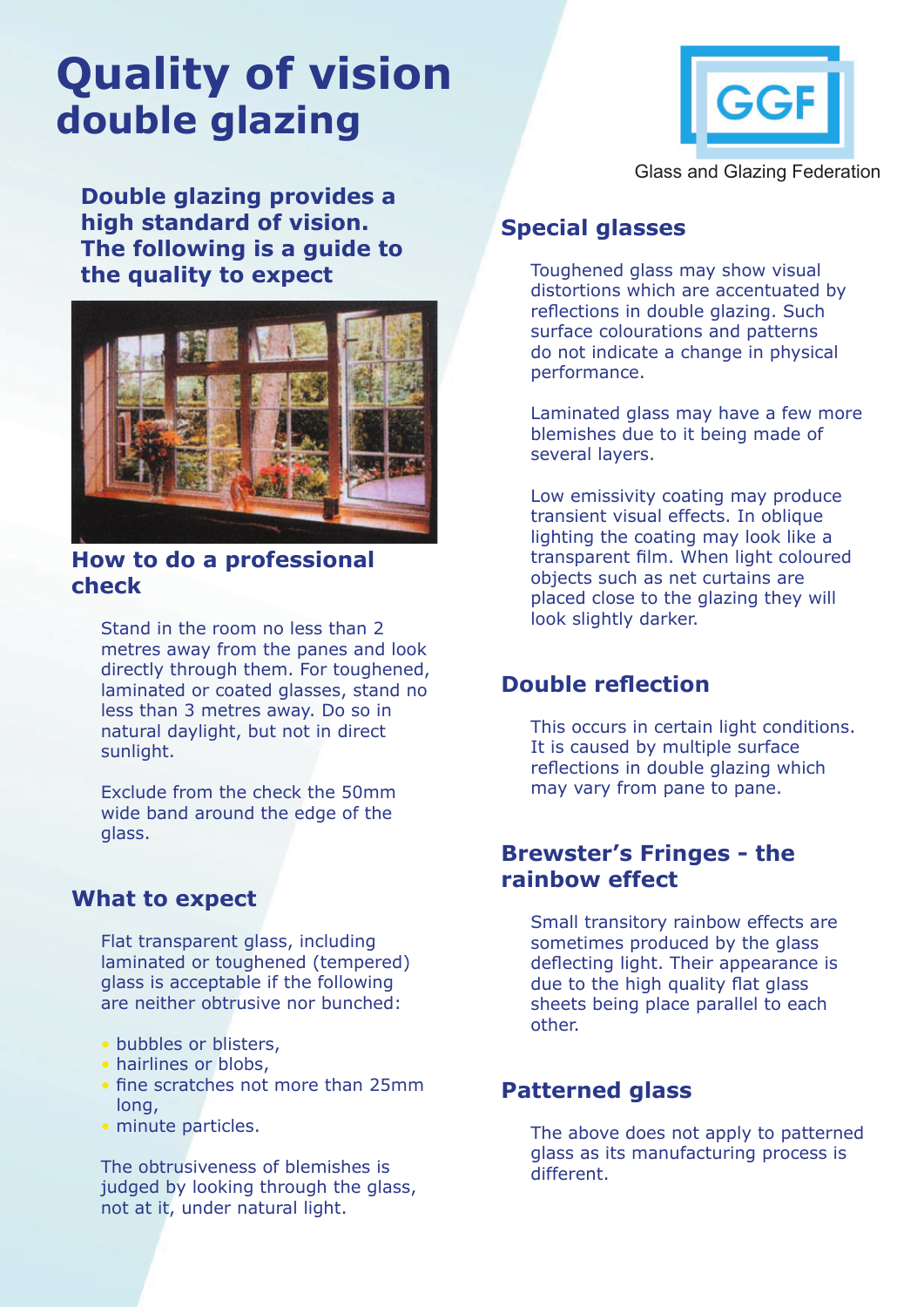# Quality of vision double glazing

Glass and Glazing Federation

**Double glazing provides a high standard of vision. The following is a guide to the quality to expect**

## How to do a professional check

Stand in the room no less than 2 metres away from the panes and look directly through them. For toughened, laminated or coated glasses, stand no less than 3 metres away. Do so in natural daylight, but not in direct sunlight.

Exclude from the check the 50mm wide band around the edge of the glass.

## What to expect

Flat transparent glass, including laminated or toughened (tempered) glass is acceptable if the following are neither obtrusive nor bunched:

- bubbles or blisters,
- hairlines or blobs,
- fine scratches not more than 25mm long,
- minute particles.

The obtrusiveness of blemishes is judged by looking through the glass, not at it, under natural light.

## Special glasses

Toughened glass may show visual distortions which are accentuated by reflections in double glazing. Such surface colourations and patterns do not indicate a change in physical performance.

Laminated glass may have a few more blemishes due to it being made of several layers.

Low emissivity coating may produce transient visual effects. In oblique lighting the coating may look like a transparent film. When light coloured objects such as net curtains are placed close to the glazing they will look slightly darker.

## Double reflection

This occurs in certain light conditions. It is caused by multiple surface reflections in double glazing which may vary from pane to pane.

## Brewster's Fringes - the rainbow effect

Small transitory rainbow effects are sometimes produced by the glass deflecting light. Their appearance is due to the high quality flat glass sheets being place parallel to each other.

## Patterned glass

The above does not apply to patterned glass as its manufacturing process is different.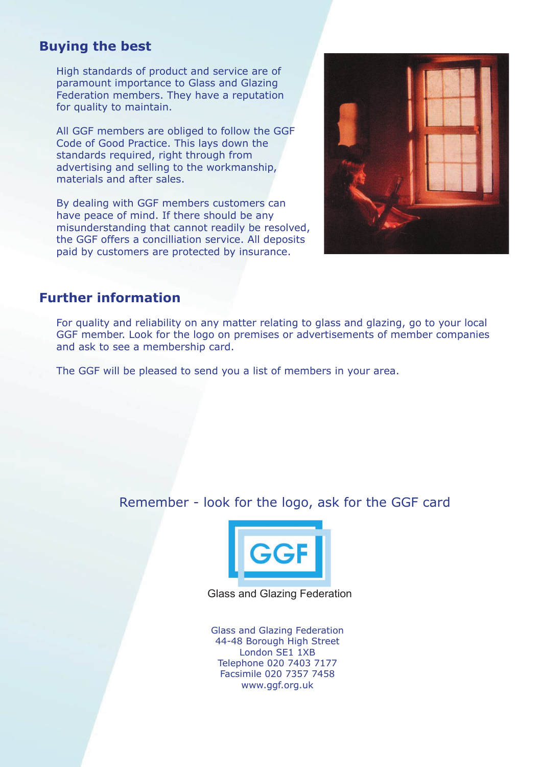## Buying the best

High standards of product and service are of paramount importance to Glass and Glazing Federation members. They have a reputation for quality to maintain.

All GGF members are obliged to follow the GGF Code of Good Practice. This lays down the standards required, right through from advertising and selling to the workmanship, materials and after sales.

By dealing with GGF members customers can have peace of mind. If there should be any misunderstanding that cannot readily be resolved, the GGF offers a concilliation service. All deposits paid by customers are protected by insurance.

## Further information

For quality and reliability on any matter relating to glass and glazing, go to your local GGF member. Look for the logo on premises or advertisements of member companies and ask to see a membership card.

The GGF will be pleased to send you a list of members in your area.

Remember - look for the logo, ask for the GGF card

GGF

Glass and Glazing Federation

Glass and Glazing Federation
44-48 Borough High Street
London SE1 1XB
Telephone 020 7403 7177
Facsimile 020 7357 7458
www.ggf.org.uk